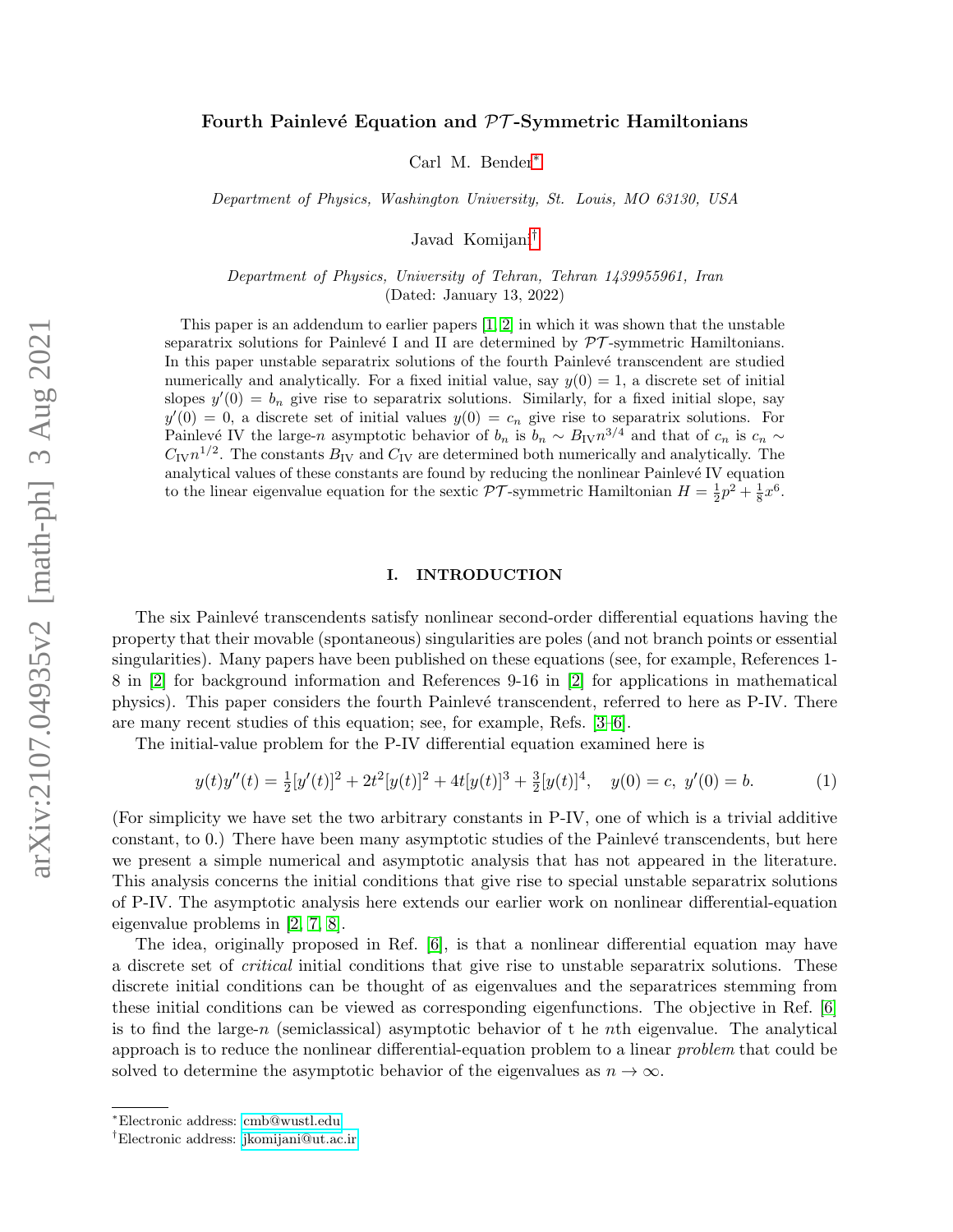# Fourth Painlevé Equation and $\mathcal{PT}$-Symmetric Hamiltonians

Carl M. Bender*

*Department of Physics, Washington University, St. Louis, MO 63130, USA*

Javad Komijani†

*Department of Physics, University of Tehran, Tehran 1439955961, Iran*

(Dated: January 13, 2022)

This paper is an addendum to earlier papers [1, 2] in which it was shown that the unstable separatrix solutions for Painlevé I and II are determined by $\mathcal{PT}$-symmetric Hamiltonians. In this paper unstable separatrix solutions of the fourth Painlevé transcendent are studied numerically and analytically. For a fixed initial value, say $y(0) = 1$, a discrete set of initial slopes $y'(0) = b_n$ give rise to separatrix solutions. Similarly, for a fixed initial slope, say $y'(0) = 0$, a discrete set of initial values $y(0) = c_n$ give rise to separatrix solutions. For Painlevé IV the large-$n$ asymptotic behavior of $b_n$ is $b_n \sim B_{\rm IV} n^{3/4}$ and that of $c_n$ is $c_n \sim C_{\rm IV} n^{1/2}$. The constants $B_{\rm IV}$ and $C_{\rm IV}$ are determined both numerically and analytically. The analytical values of these constants are found by reducing the nonlinear Painlevé IV equation to the linear eigenvalue equation for the sextic $\mathcal{PT}$-symmetric Hamiltonian $H = \frac{1}{2}p^2 + \frac{1}{8}x^6$.

## I. INTRODUCTION

The six Painlevé transcendents satisfy nonlinear second-order differential equations having the property that their movable (spontaneous) singularities are poles (and not branch points or essential singularities). Many papers have been published on these equations (see, for example, References 1-8 in [2] for background information and References 9-16 in [2] for applications in mathematical physics). This paper considers the fourth Painlevé transcendent, referred to here as P-IV. There are many recent studies of this equation; see, for example, Refs. [3–6].

The initial-value problem for the P-IV differential equation examined here is

$$y(t)y''(t) = \tfrac{1}{2}[y'(t)]^2 + 2t^2[y(t)]^2 + 4t[y(t)]^3 + \tfrac{3}{2}[y(t)]^4, \quad y(0) = c,\ y'(0) = b. \tag{1}$$

(For simplicity we have set the two arbitrary constants in P-IV, one of which is a trivial additive constant, to 0.) There have been many asymptotic studies of the Painlevé transcendents, but here we present a simple numerical and asymptotic analysis that has not appeared in the literature. This analysis concerns the initial conditions that give rise to special unstable separatrix solutions of P-IV. The asymptotic analysis here extends our earlier work on nonlinear differential-equation eigenvalue problems in [2, 7, 8].

The idea, originally proposed in Ref. [6], is that a nonlinear differential equation may have a discrete set of *critical* initial conditions that give rise to unstable separatrix solutions. These discrete initial conditions can be thought of as eigenvalues and the separatrices stemming from these initial conditions can be viewed as corresponding eigenfunctions. The objective in Ref. [6] is to find the large-$n$ (semiclassical) asymptotic behavior of t he $n$th eigenvalue. The analytical approach is to reduce the nonlinear differential-equation problem to a linear *problem* that could be solved to determine the asymptotic behavior of the eigenvalues as $n \to \infty$.

*Electronic address: cmb@wustl.edu

†Electronic address: jkomijani@ut.ac.ir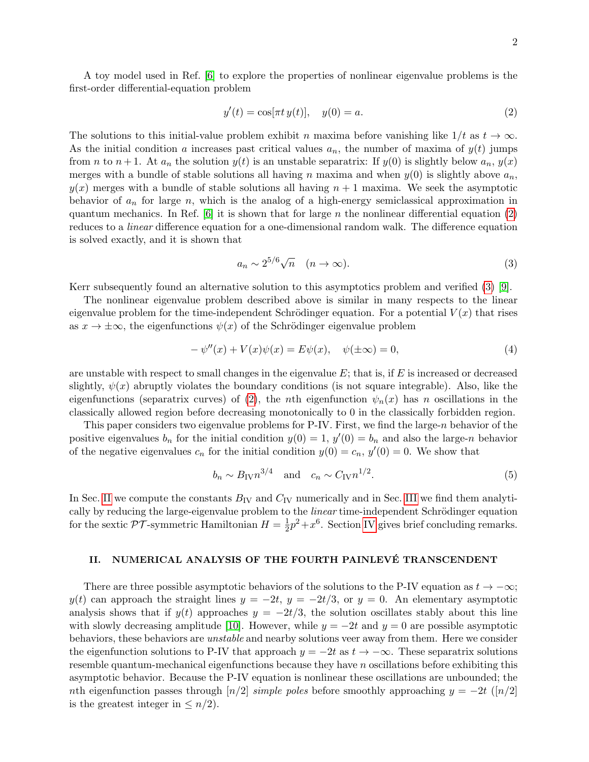A toy model used in Ref. [6] to explore the properties of nonlinear eigenvalue problems is the first-order differential-equation problem

$$y'(t) = \cos[\pi t\, y(t)], \quad y(0) = a. \tag{2}$$

The solutions to this initial-value problem exhibit $n$ maxima before vanishing like $1/t$ as $t \to \infty$. As the initial condition $a$ increases past critical values $a_n$, the number of maxima of $y(t)$ jumps from $n$ to $n+1$. At $a_n$ the solution $y(t)$ is an unstable separatrix: If $y(0)$ is slightly below $a_n$, $y(x)$ merges with a bundle of stable solutions all having $n$ maxima and when $y(0)$ is slightly above $a_n$, $y(x)$ merges with a bundle of stable solutions all having $n+1$ maxima. We seek the asymptotic behavior of $a_n$ for large $n$, which is the analog of a high-energy semiclassical approximation in quantum mechanics. In Ref. [6] it is shown that for large $n$ the nonlinear differential equation (2) reduces to a *linear* difference equation for a one-dimensional random walk. The difference equation is solved exactly, and it is shown that

$$a_n \sim 2^{5/6}\sqrt{n} \quad (n \to \infty). \tag{3}$$

Kerr subsequently found an alternative solution to this asymptotics problem and verified (3) [9].

The nonlinear eigenvalue problem described above is similar in many respects to the linear eigenvalue problem for the time-independent Schrödinger equation. For a potential $V(x)$ that rises as $x \to \pm\infty$, the eigenfunctions $\psi(x)$ of the Schrödinger eigenvalue problem

$$-\psi''(x) + V(x)\psi(x) = E\psi(x), \quad \psi(\pm\infty) = 0, \tag{4}$$

are unstable with respect to small changes in the eigenvalue $E$; that is, if $E$ is increased or decreased slightly, $\psi(x)$ abruptly violates the boundary conditions (is not square integrable). Also, like the eigenfunctions (separatrix curves) of (2), the $n$th eigenfunction $\psi_n(x)$ has $n$ oscillations in the classically allowed region before decreasing monotonically to 0 in the classically forbidden region.

This paper considers two eigenvalue problems for P-IV. First, we find the large-$n$ behavior of the positive eigenvalues $b_n$ for the initial condition $y(0) = 1$, $y'(0) = b_n$ and also the large-$n$ behavior of the negative eigenvalues $c_n$ for the initial condition $y(0) = c_n$, $y'(0) = 0$. We show that

$$b_n \sim B_{\rm IV} n^{3/4} \quad \text{and} \quad c_n \sim C_{\rm IV} n^{1/2}. \tag{5}$$

In Sec. II we compute the constants $B_{\rm IV}$ and $C_{\rm IV}$ numerically and in Sec. III we find them analytically by reducing the large-eigenvalue problem to the *linear* time-independent Schrödinger equation for the sextic $\mathcal{PT}$-symmetric Hamiltonian $H = \frac{1}{2}p^2 + x^6$. Section IV gives brief concluding remarks.

## II. NUMERICAL ANALYSIS OF THE FOURTH PAINLEVÉ TRANSCENDENT

There are three possible asymptotic behaviors of the solutions to the P-IV equation as $t \to -\infty$; $y(t)$ can approach the straight lines $y = -2t$, $y = -2t/3$, or $y = 0$. An elementary asymptotic analysis shows that if $y(t)$ approaches $y = -2t/3$, the solution oscillates stably about this line with slowly decreasing amplitude [10]. However, while $y = -2t$ and $y = 0$ are possible asymptotic behaviors, these behaviors are *unstable* and nearby solutions veer away from them. Here we consider the eigenfunction solutions to P-IV that approach $y = -2t$ as $t \to -\infty$. These separatrix solutions resemble quantum-mechanical eigenfunctions because they have $n$ oscillations before exhibiting this asymptotic behavior. Because the P-IV equation is nonlinear these oscillations are unbounded; the $n$th eigenfunction passes through $[n/2]$ *simple poles* before smoothly approaching $y = -2t$ ($[n/2]$ is the greatest integer in $\leq n/2$).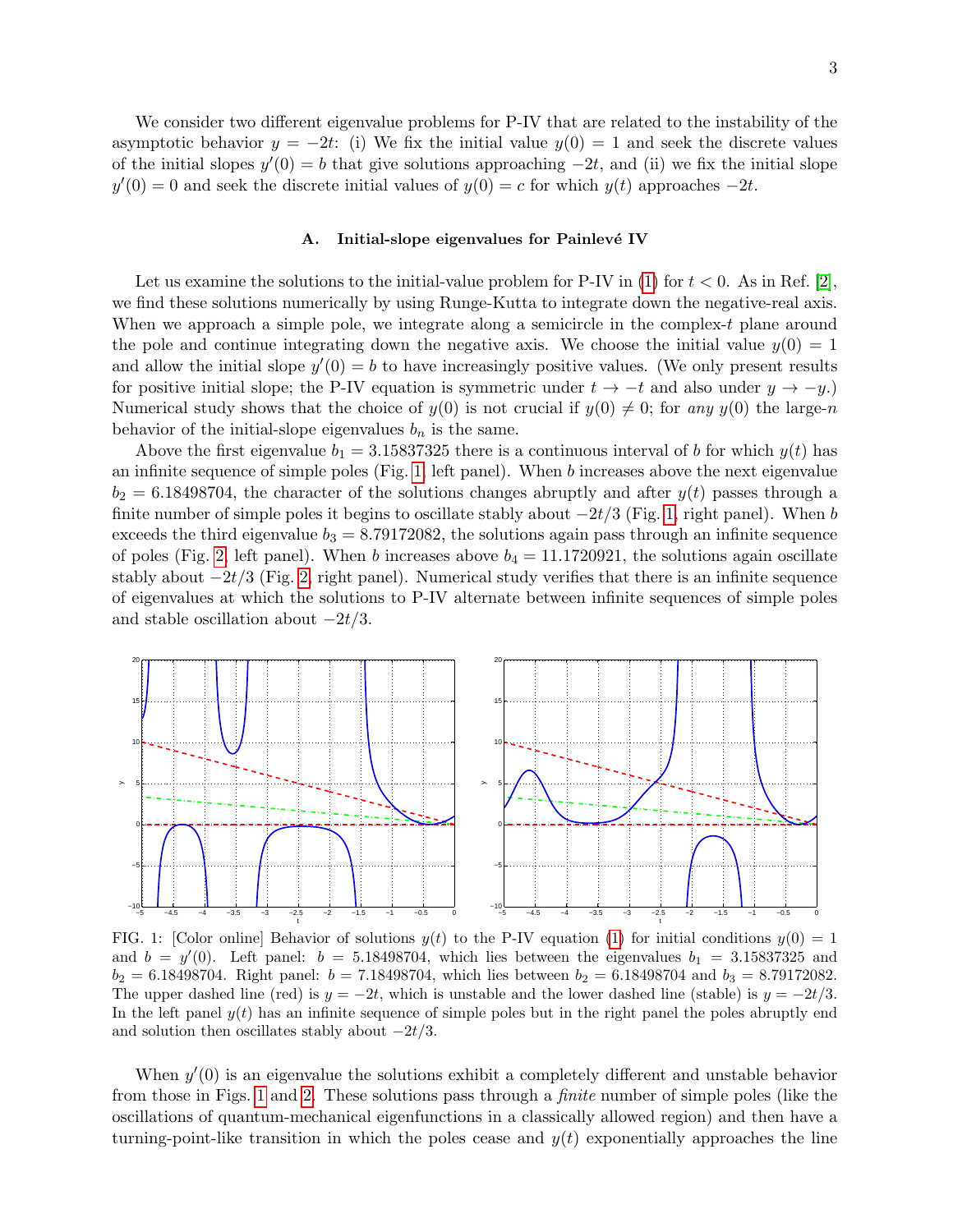We consider two different eigenvalue problems for P-IV that are related to the instability of the asymptotic behavior $y = -2t$: (i) We fix the initial value $y(0) = 1$ and seek the discrete values of the initial slopes $y'(0) = b$ that give solutions approaching $-2t$, and (ii) we fix the initial slope $y'(0) = 0$ and seek the discrete initial values of $y(0) = c$ for which $y(t)$ approaches $-2t$.

### A. Initial-slope eigenvalues for Painlevé IV

Let us examine the solutions to the initial-value problem for P-IV in (1) for $t < 0$. As in Ref. [2], we find these solutions numerically by using Runge-Kutta to integrate down the negative-real axis. When we approach a simple pole, we integrate along a semicircle in the complex-$t$ plane around the pole and continue integrating down the negative axis. We choose the initial value $y(0) = 1$ and allow the initial slope $y'(0) = b$ to have increasingly positive values. (We only present results for positive initial slope; the P-IV equation is symmetric under $t \to -t$ and also under $y \to -y$.) Numerical study shows that the choice of $y(0)$ is not crucial if $y(0) \neq 0$; for *any* $y(0)$ the large-$n$ behavior of the initial-slope eigenvalues $b_n$ is the same.

Above the first eigenvalue $b_1 = 3.15837325$ there is a continuous interval of $b$ for which $y(t)$ has an infinite sequence of simple poles (Fig. 1, left panel). When $b$ increases above the next eigenvalue $b_2 = 6.18498704$, the character of the solutions changes abruptly and after $y(t)$ passes through a finite number of simple poles it begins to oscillate stably about $-2t/3$ (Fig. 1, right panel). When $b$ exceeds the third eigenvalue $b_3 = 8.79172082$, the solutions again pass through an infinite sequence of poles (Fig. 2, left panel). When $b$ increases above $b_4 = 11.1720921$, the solutions again oscillate stably about $-2t/3$ (Fig. 2, right panel). Numerical study verifies that there is an infinite sequence of eigenvalues at which the solutions to P-IV alternate between infinite sequences of simple poles and stable oscillation about $-2t/3$.

FIG. 1: [Color online] Behavior of solutions $y(t)$ to the P-IV equation (1) for initial conditions $y(0) = 1$ and $b = y'(0)$. Left panel: $b = 5.18498704$, which lies between the eigenvalues $b_1 = 3.15837325$ and $b_2 = 6.18498704$. Right panel: $b = 7.18498704$, which lies between $b_2 = 6.18498704$ and $b_3 = 8.79172082$. The upper dashed line (red) is $y = -2t$, which is unstable and the lower dashed line (stable) is $y = -2t/3$. In the left panel $y(t)$ has an infinite sequence of simple poles but in the right panel the poles abruptly end and solution then oscillates stably about $-2t/3$.

When $y'(0)$ is an eigenvalue the solutions exhibit a completely different and unstable behavior from those in Figs. 1 and 2. These solutions pass through a *finite* number of simple poles (like the oscillations of quantum-mechanical eigenfunctions in a classically allowed region) and then have a turning-point-like transition in which the poles cease and $y(t)$ exponentially approaches the line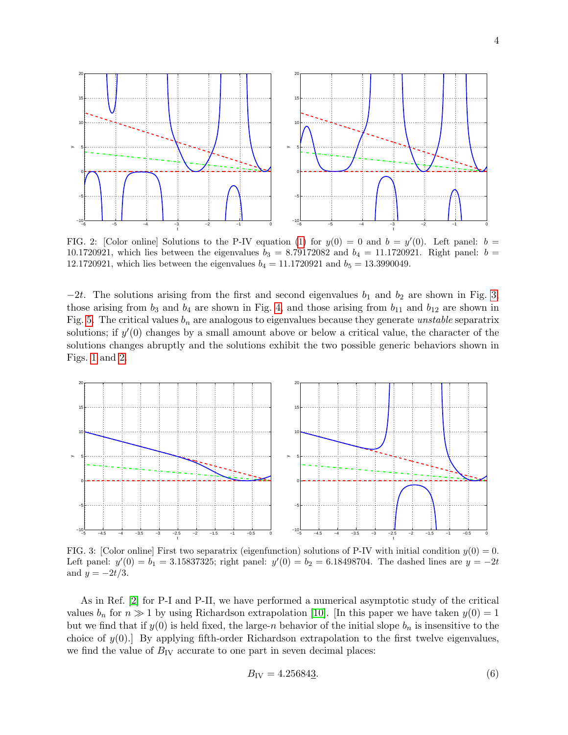FIG. 2: [Color online] Solutions to the P-IV equation (1) for $y(0) = 0$ and $b = y'(0)$. Left panel: $b = 10.1720921$, which lies between the eigenvalues $b_3 = 8.79172082$ and $b_4 = 11.1720921$. Right panel: $b = 12.1720921$, which lies between the eigenvalues $b_4 = 11.1720921$ and $b_5 = 13.3990049$.

$-2t$. The solutions arising from the first and second eigenvalues $b_1$ and $b_2$ are shown in Fig. 3, those arising from $b_3$ and $b_4$ are shown in Fig. 4, and those arising from $b_{11}$ and $b_{12}$ are shown in Fig. 5. The critical values $b_n$ are analogous to eigenvalues because they generate *unstable* separatrix solutions; if $y'(0)$ changes by a small amount above or below a critical value, the character of the solutions changes abruptly and the solutions exhibit the two possible generic behaviors shown in Figs. 1 and 2.

FIG. 3: [Color online] First two separatrix (eigenfunction) solutions of P-IV with initial condition $y(0) = 0$. Left panel: $y'(0) = b_1 = 3.15837325$; right panel: $y'(0) = b_2 = 6.18498704$. The dashed lines are $y = -2t$ and $y = -2t/3$.

As in Ref. [2] for P-I and P-II, we have performed a numerical asymptotic study of the critical values $b_n$ for $n \gg 1$ by using Richardson extrapolation [10]. [In this paper we have taken $y(0) = 1$ but we find that if $y(0)$ is held fixed, the large-$n$ behavior of the initial slope $b_n$ is insensitive to the choice of $y(0)$.] By applying fifth-order Richardson extrapolation to the first twelve eigenvalues, we find the value of $B_{\rm IV}$ accurate to one part in seven decimal places:

$$B_{\rm IV} = 4.25684\underline{3}. \tag{6}$$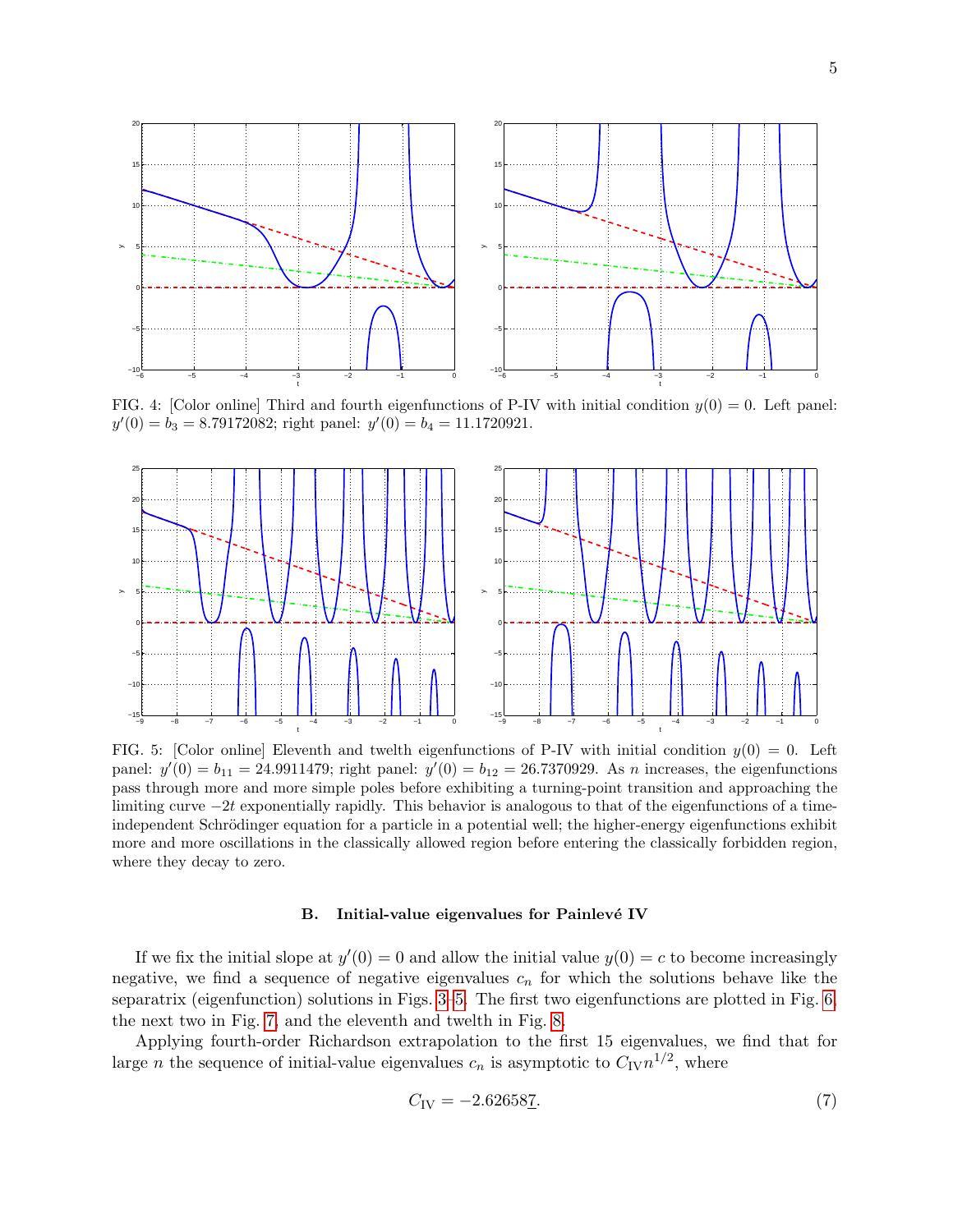FIG. 4: [Color online] Third and fourth eigenfunctions of P-IV with initial condition $y(0) = 0$. Left panel: $y'(0) = b_3 = 8.79172082$; right panel: $y'(0) = b_4 = 11.1720921$.

FIG. 5: [Color online] Eleventh and twelth eigenfunctions of P-IV with initial condition $y(0) = 0$. Left panel: $y'(0) = b_{11} = 24.9911479$; right panel: $y'(0) = b_{12} = 26.7370929$. As $n$ increases, the eigenfunctions pass through more and more simple poles before exhibiting a turning-point transition and approaching the limiting curve $-2t$ exponentially rapidly. This behavior is analogous to that of the eigenfunctions of a time-independent Schrödinger equation for a particle in a potential well; the higher-energy eigenfunctions exhibit more and more oscillations in the classically allowed region before entering the classically forbidden region, where they decay to zero.

### B. Initial-value eigenvalues for Painlevé IV

If we fix the initial slope at $y'(0) = 0$ and allow the initial value $y(0) = c$ to become increasingly negative, we find a sequence of negative eigenvalues $c_n$ for which the solutions behave like the separatrix (eigenfunction) solutions in Figs. 3–5. The first two eigenfunctions are plotted in Fig. 6, the next two in Fig. 7, and the eleventh and twelth in Fig. 8.

Applying fourth-order Richardson extrapolation to the first 15 eigenvalues, we find that for large $n$ the sequence of initial-value eigenvalues $c_n$ is asymptotic to $C_{\rm IV} n^{1/2}$, where

$$C_{\rm IV} = -2.62658\underline{7}. \tag{7}$$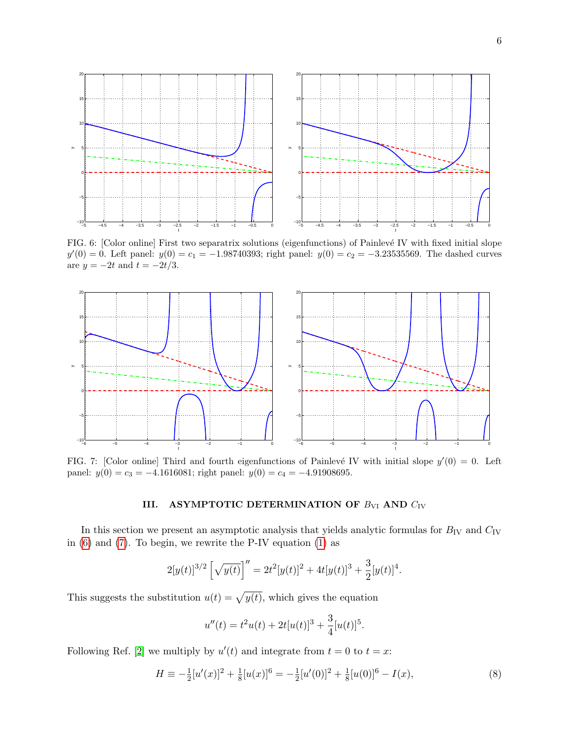FIG. 6: [Color online] First two separatrix solutions (eigenfunctions) of Painlevé IV with fixed initial slope $y'(0) = 0$. Left panel: $y(0) = c_1 = -1.98740393$; right panel: $y(0) = c_2 = -3.23535569$. The dashed curves are $y = -2t$ and $t = -2t/3$.

FIG. 7: [Color online] Third and fourth eigenfunctions of Painlevé IV with initial slope $y'(0) = 0$. Left panel: $y(0) = c_3 = -4.1616081$; right panel: $y(0) = c_4 = -4.91908695$.

## III. ASYMPTOTIC DETERMINATION OF $B_{\rm VI}$ AND $C_{\rm IV}$

In this section we present an asymptotic analysis that yields analytic formulas for $B_{\rm IV}$ and $C_{\rm IV}$ in (6) and (7). To begin, we rewrite the P-IV equation (1) as

$$2[y(t)]^{3/2}\left[\sqrt{y(t)}\right]'' = 2t^2[y(t)]^2 + 4t[y(t)]^3 + \frac{3}{2}[y(t)]^4.$$

This suggests the substitution $u(t) = \sqrt{y(t)}$, which gives the equation

$$u''(t) = t^2u(t) + 2t[u(t)]^3 + \frac{3}{4}[u(t)]^5.$$

Following Ref. [2] we multiply by $u'(t)$ and integrate from $t = 0$ to $t = x$:

$$H \equiv -\tfrac{1}{2}[u'(x)]^2 + \tfrac{1}{8}[u(x)]^6 = -\tfrac{1}{2}[u'(0)]^2 + \tfrac{1}{8}[u(0)]^6 - I(x), \tag{8}$$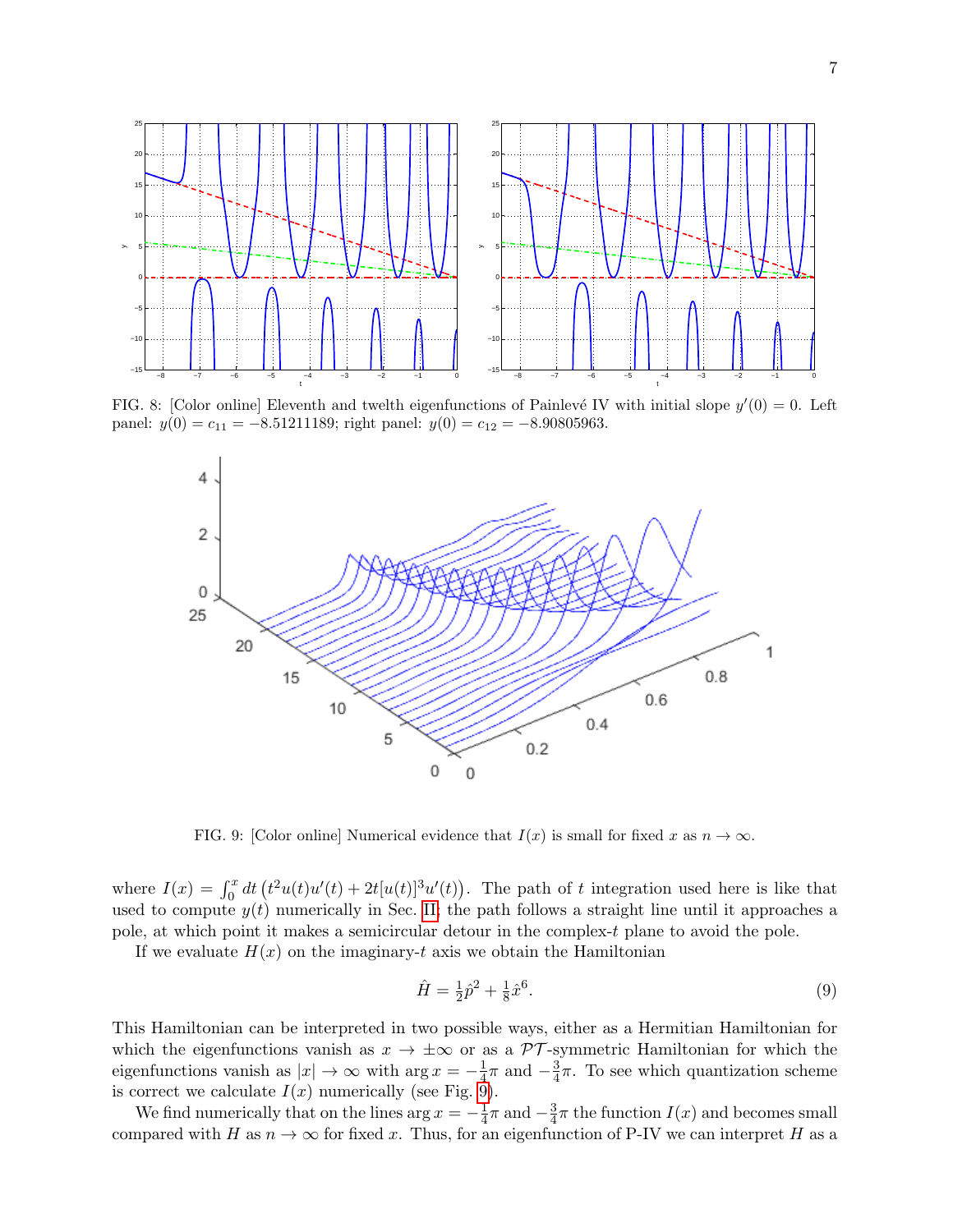25
20
15
10
5
0
−5
−10
−15
−8 −7 −6 −5 −4 −3 −2 −1 0
t
y

25
20
15
10
5
0
−5
−10
−15
−8 −7 −6 −5 −4 −3 −2 −1 0
t
y

FIG. 8: [Color online] Eleventh and twelfth eigenfunctions of Painlevé IV with initial slope $y'(0) = 0$. Left panel: $y(0) = c_{11} = -8.51211189$; right panel: $y(0) = c_{12} = -8.90805963$.

4
2
0
25
20
15
10
5
0
0
0.2
0.4
0.6
0.8
1

FIG. 9: [Color online] Numerical evidence that $I(x)$ is small for fixed $x$ as $n \to \infty$.

where $I(x) = \int_0^x dt\,\left(t^2 u(t)u'(t) + 2t[u(t)]^3 u'(t)\right)$. The path of $t$ integration used here is like that used to compute $y(t)$ numerically in Sec. II; the path follows a straight line until it approaches a pole, at which point it makes a semicircular detour in the complex-$t$ plane to avoid the pole.

If we evaluate $H(x)$ on the imaginary-$t$ axis we obtain the Hamiltonian

$$\hat{H} = \tfrac{1}{2}\hat{p}^2 + \tfrac{1}{8}\hat{x}^6. \tag{9}$$

This Hamiltonian can be interpreted in two possible ways, either as a Hermitian Hamiltonian for which the eigenfunctions vanish as $x \to \pm\infty$ or as a $\mathcal{PT}$-symmetric Hamiltonian for which the eigenfunctions vanish as $|x| \to \infty$ with $\arg x = -\frac{1}{4}\pi$ and $-\frac{3}{4}\pi$. To see which quantization scheme is correct we calculate $I(x)$ numerically (see Fig. 9).

We find numerically that on the lines $\arg x = -\frac{1}{4}\pi$ and $-\frac{3}{4}\pi$ the function $I(x)$ and becomes small compared with $H$ as $n \to \infty$ for fixed $x$. Thus, for an eigenfunction of P-IV we can interpret $H$ as a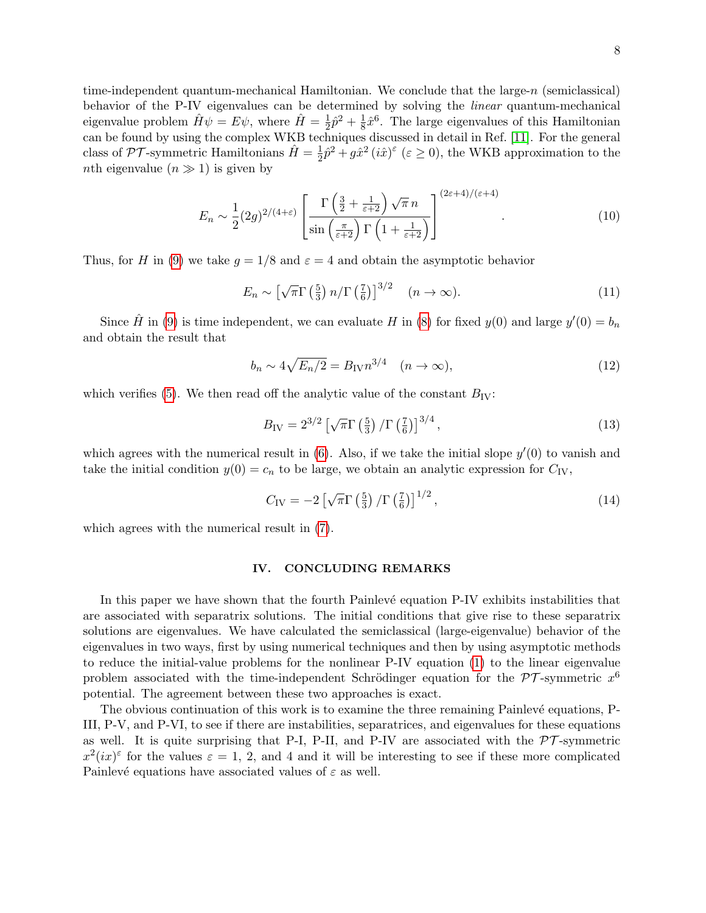time-independent quantum-mechanical Hamiltonian. We conclude that the large-$n$ (semiclassical) behavior of the P-IV eigenvalues can be determined by solving the *linear* quantum-mechanical eigenvalue problem $\hat{H}\psi = E\psi$, where $\hat{H} = \frac{1}{2}\hat{p}^2 + \frac{1}{8}\hat{x}^6$. The large eigenvalues of this Hamiltonian can be found by using the complex WKB techniques discussed in detail in Ref. [11]. For the general class of $\mathcal{PT}$-symmetric Hamiltonians $\hat{H} = \frac{1}{2}\hat{p}^2 + g\hat{x}^2\,(i\hat{x})^\varepsilon$ ($\varepsilon \geq 0$), the WKB approximation to the $n$th eigenvalue ($n \gg 1$) is given by

$$E_n \sim \frac{1}{2}(2g)^{2/(4+\varepsilon)} \left[ \frac{\Gamma\left(\frac{3}{2} + \frac{1}{\varepsilon+2}\right)\sqrt{\pi}\, n}{\sin\left(\frac{\pi}{\varepsilon+2}\right)\Gamma\left(1 + \frac{1}{\varepsilon+2}\right)} \right]^{(2\varepsilon+4)/(\varepsilon+4)}. \tag{10}$$

Thus, for $H$ in (9) we take $g = 1/8$ and $\varepsilon = 4$ and obtain the asymptotic behavior

$$E_n \sim \left[\sqrt{\pi}\Gamma\left(\tfrac{5}{3}\right) n / \Gamma\left(\tfrac{7}{6}\right)\right]^{3/2} \quad (n \to \infty). \tag{11}$$

Since $\hat{H}$ in (9) is time independent, we can evaluate $H$ in (8) for fixed $y(0)$ and large $y'(0) = b_n$ and obtain the result that

$$b_n \sim 4\sqrt{E_n/2} = B_{\rm IV} n^{3/4} \quad (n \to \infty), \tag{12}$$

which verifies (5). We then read off the analytic value of the constant $B_{\rm IV}$:

$$B_{\rm IV} = 2^{3/2}\left[\sqrt{\pi}\Gamma\left(\tfrac{5}{3}\right)/\Gamma\left(\tfrac{7}{6}\right)\right]^{3/4}, \tag{13}$$

which agrees with the numerical result in (6). Also, if we take the initial slope $y'(0)$ to vanish and take the initial condition $y(0) = c_n$ to be large, we obtain an analytic expression for $C_{\rm IV}$,

$$C_{\rm IV} = -2\left[\sqrt{\pi}\Gamma\left(\tfrac{5}{3}\right)/\Gamma\left(\tfrac{7}{6}\right)\right]^{1/2}, \tag{14}$$

which agrees with the numerical result in (7).

## IV. CONCLUDING REMARKS

In this paper we have shown that the fourth Painlevé equation P-IV exhibits instabilities that are associated with separatrix solutions. The initial conditions that give rise to these separatrix solutions are eigenvalues. We have calculated the semiclassical (large-eigenvalue) behavior of the eigenvalues in two ways, first by using numerical techniques and then by using asymptotic methods to reduce the initial-value problems for the nonlinear P-IV equation (1) to the linear eigenvalue problem associated with the time-independent Schrödinger equation for the $\mathcal{PT}$-symmetric $x^6$ potential. The agreement between these two approaches is exact.

The obvious continuation of this work is to examine the three remaining Painlevé equations, P-III, P-V, and P-VI, to see if there are instabilities, separatrices, and eigenvalues for these equations as well. It is quite surprising that P-I, P-II, and P-IV are associated with the $\mathcal{PT}$-symmetric $x^2(ix)^\varepsilon$ for the values $\varepsilon = 1$, 2, and 4 and it will be interesting to see if these more complicated Painlevé equations have associated values of $\varepsilon$ as well.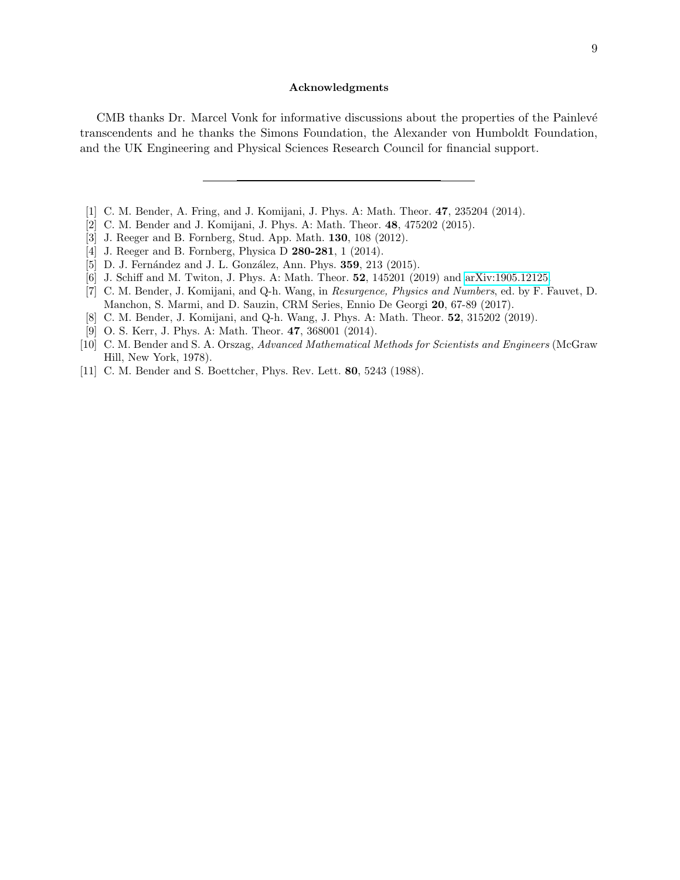**Acknowledgments**

CMB thanks Dr. Marcel Vonk for informative discussions about the properties of the Painlevé transcendents and he thanks the Simons Foundation, the Alexander von Humboldt Foundation, and the UK Engineering and Physical Sciences Research Council for financial support.

---

[1] C. M. Bender, A. Fring, and J. Komijani, J. Phys. A: Math. Theor. **47**, 235204 (2014).
[2] C. M. Bender and J. Komijani, J. Phys. A: Math. Theor. **48**, 475202 (2015).
[3] J. Reeger and B. Fornberg, Stud. App. Math. **130**, 108 (2012).
[4] J. Reeger and B. Fornberg, Physica D **280-281**, 1 (2014).
[5] D. J. Fernández and J. L. González, Ann. Phys. **359**, 213 (2015).
[6] J. Schiff and M. Twiton, J. Phys. A: Math. Theor. **52**, 145201 (2019) and arXiv:1905.12125.
[7] C. M. Bender, J. Komijani, and Q-h. Wang, in *Resurgence, Physics and Numbers*, ed. by F. Fauvet, D. Manchon, S. Marmi, and D. Sauzin, CRM Series, Ennio De Georgi **20**, 67-89 (2017).
[8] C. M. Bender, J. Komijani, and Q-h. Wang, J. Phys. A: Math. Theor. **52**, 315202 (2019).
[9] O. S. Kerr, J. Phys. A: Math. Theor. **47**, 368001 (2014).
[10] C. M. Bender and S. A. Orszag, *Advanced Mathematical Methods for Scientists and Engineers* (McGraw Hill, New York, 1978).
[11] C. M. Bender and S. Boettcher, Phys. Rev. Lett. **80**, 5243 (1988).